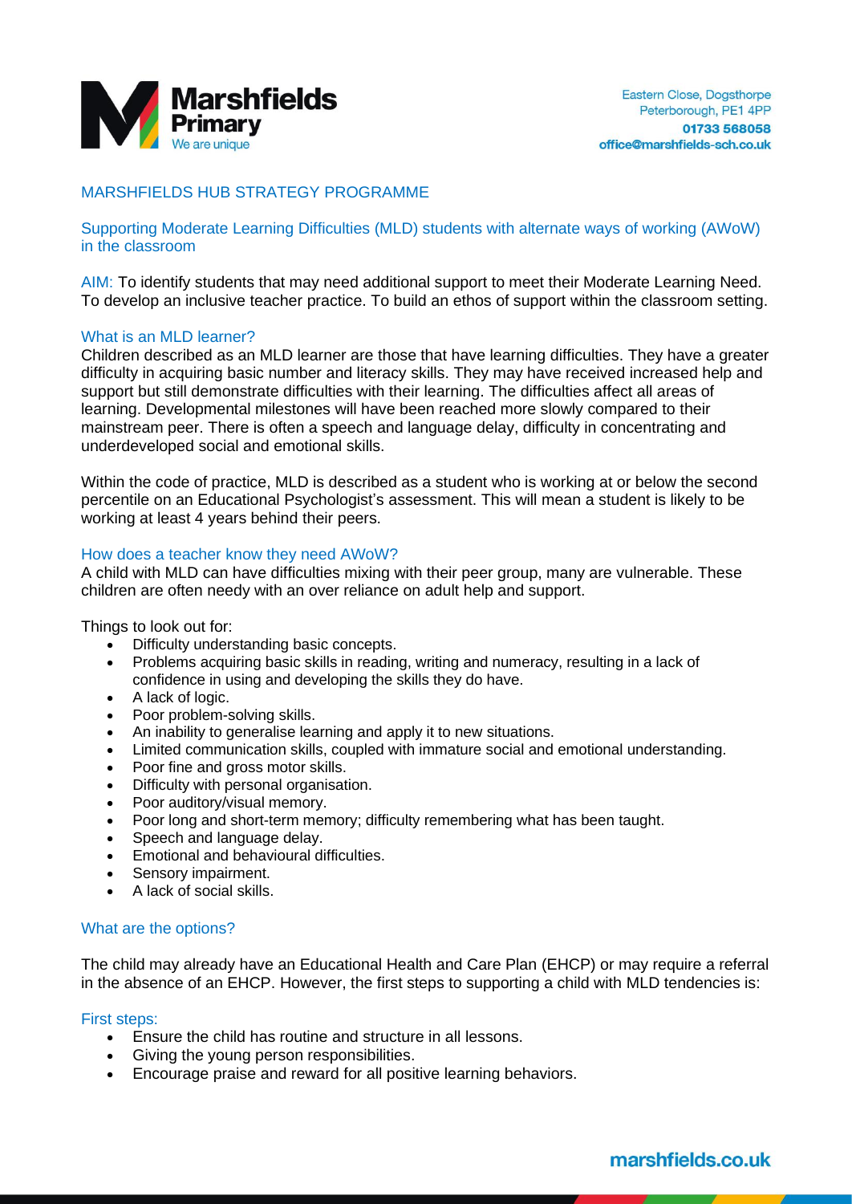Marshfields Primary
We are unique

Eastern Close, Dogsthorpe
Peterborough, PE1 4PP
01733 568058
office@marshfields-sch.co.uk

# MARSHFIELDS HUB STRATEGY PROGRAMME

## Supporting Moderate Learning Difficulties (MLD) students with alternate ways of working (AWoW) in the classroom

AIM: To identify students that may need additional support to meet their Moderate Learning Need. To develop an inclusive teacher practice. To build an ethos of support within the classroom setting.

### What is an MLD learner?

Children described as an MLD learner are those that have learning difficulties. They have a greater difficulty in acquiring basic number and literacy skills. They may have received increased help and support but still demonstrate difficulties with their learning. The difficulties affect all areas of learning. Developmental milestones will have been reached more slowly compared to their mainstream peer. There is often a speech and language delay, difficulty in concentrating and underdeveloped social and emotional skills.

Within the code of practice, MLD is described as a student who is working at or below the second percentile on an Educational Psychologist's assessment. This will mean a student is likely to be working at least 4 years behind their peers.

### How does a teacher know they need AWoW?

A child with MLD can have difficulties mixing with their peer group, many are vulnerable. These children are often needy with an over reliance on adult help and support.

Things to look out for:

- Difficulty understanding basic concepts.
- Problems acquiring basic skills in reading, writing and numeracy, resulting in a lack of confidence in using and developing the skills they do have.
- A lack of logic.
- Poor problem-solving skills.
- An inability to generalise learning and apply it to new situations.
- Limited communication skills, coupled with immature social and emotional understanding.
- Poor fine and gross motor skills.
- Difficulty with personal organisation.
- Poor auditory/visual memory.
- Poor long and short-term memory; difficulty remembering what has been taught.
- Speech and language delay.
- Emotional and behavioural difficulties.
- Sensory impairment.
- A lack of social skills.

### What are the options?

The child may already have an Educational Health and Care Plan (EHCP) or may require a referral in the absence of an EHCP. However, the first steps to supporting a child with MLD tendencies is:

### First steps:

- Ensure the child has routine and structure in all lessons.
- Giving the young person responsibilities.
- Encourage praise and reward for all positive learning behaviors.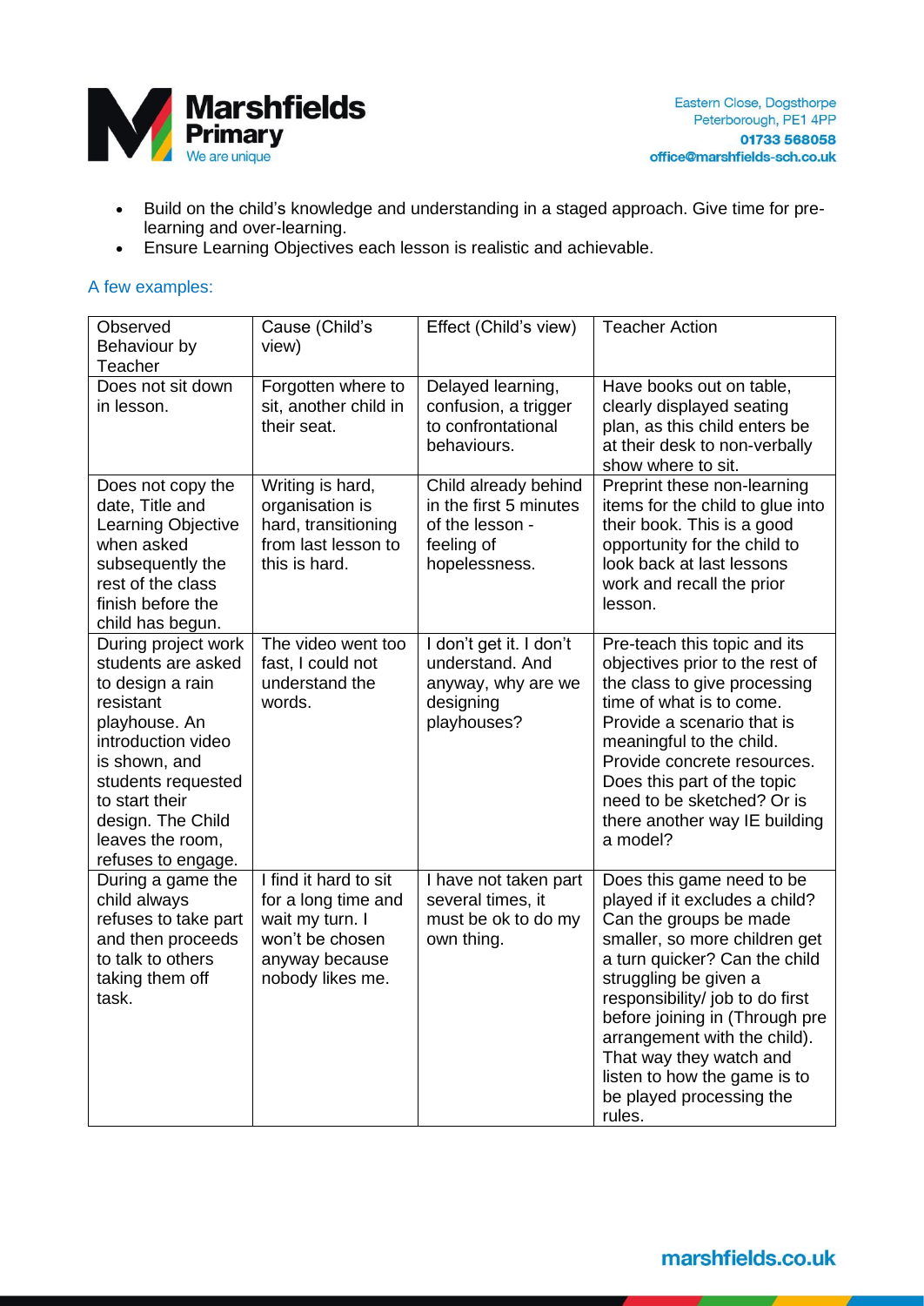- Build on the child's knowledge and understanding in a staged approach. Give time for pre-learning and over-learning.
- Ensure Learning Objectives each lesson is realistic and achievable.

## A few examples:

| Observed Behaviour by Teacher | Cause (Child's view) | Effect (Child's view) | Teacher Action |
|---|---|---|---|
| Does not sit down in lesson. | Forgotten where to sit, another child in their seat. | Delayed learning, confusion, a trigger to confrontational behaviours. | Have books out on table, clearly displayed seating plan, as this child enters be at their desk to non-verbally show where to sit. |
| Does not copy the date, Title and Learning Objective when asked subsequently the rest of the class finish before the child has begun. | Writing is hard, organisation is hard, transitioning from last lesson to this is hard. | Child already behind in the first 5 minutes of the lesson - feeling of hopelessness. | Preprint these non-learning items for the child to glue into their book. This is a good opportunity for the child to look back at last lessons work and recall the prior lesson. |
| During project work students are asked to design a rain resistant playhouse. An introduction video is shown, and students requested to start their design. The Child leaves the room, refuses to engage. | The video went too fast, I could not understand the words. | I don't get it. I don't understand. And anyway, why are we designing playhouses? | Pre-teach this topic and its objectives prior to the rest of the class to give processing time of what is to come. Provide a scenario that is meaningful to the child. Provide concrete resources. Does this part of the topic need to be sketched? Or is there another way IE building a model? |
| During a game the child always refuses to take part and then proceeds to talk to others taking them off task. | I find it hard to sit for a long time and wait my turn. I won't be chosen anyway because nobody likes me. | I have not taken part several times, it must be ok to do my own thing. | Does this game need to be played if it excludes a child? Can the groups be made smaller, so more children get a turn quicker? Can the child struggling be given a responsibility/ job to do first before joining in (Through pre arrangement with the child). That way they watch and listen to how the game is to be played processing the rules. |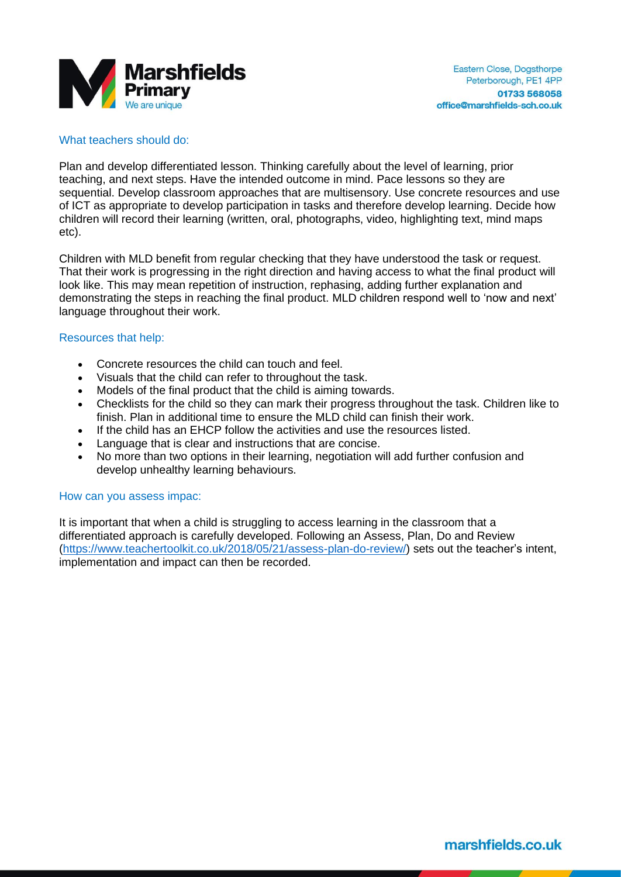### What teachers should do:

Plan and develop differentiated lesson. Thinking carefully about the level of learning, prior teaching, and next steps. Have the intended outcome in mind. Pace lessons so they are sequential. Develop classroom approaches that are multisensory. Use concrete resources and use of ICT as appropriate to develop participation in tasks and therefore develop learning. Decide how children will record their learning (written, oral, photographs, video, highlighting text, mind maps etc).

Children with MLD benefit from regular checking that they have understood the task or request. That their work is progressing in the right direction and having access to what the final product will look like. This may mean repetition of instruction, rephasing, adding further explanation and demonstrating the steps in reaching the final product. MLD children respond well to 'now and next' language throughout their work.

### Resources that help:

- Concrete resources the child can touch and feel.
- Visuals that the child can refer to throughout the task.
- Models of the final product that the child is aiming towards.
- Checklists for the child so they can mark their progress throughout the task. Children like to finish. Plan in additional time to ensure the MLD child can finish their work.
- If the child has an EHCP follow the activities and use the resources listed.
- Language that is clear and instructions that are concise.
- No more than two options in their learning, negotiation will add further confusion and develop unhealthy learning behaviours.

### How can you assess impac:

It is important that when a child is struggling to access learning in the classroom that a differentiated approach is carefully developed. Following an Assess, Plan, Do and Review (https://www.teachertoolkit.co.uk/2018/05/21/assess-plan-do-review/) sets out the teacher's intent, implementation and impact can then be recorded.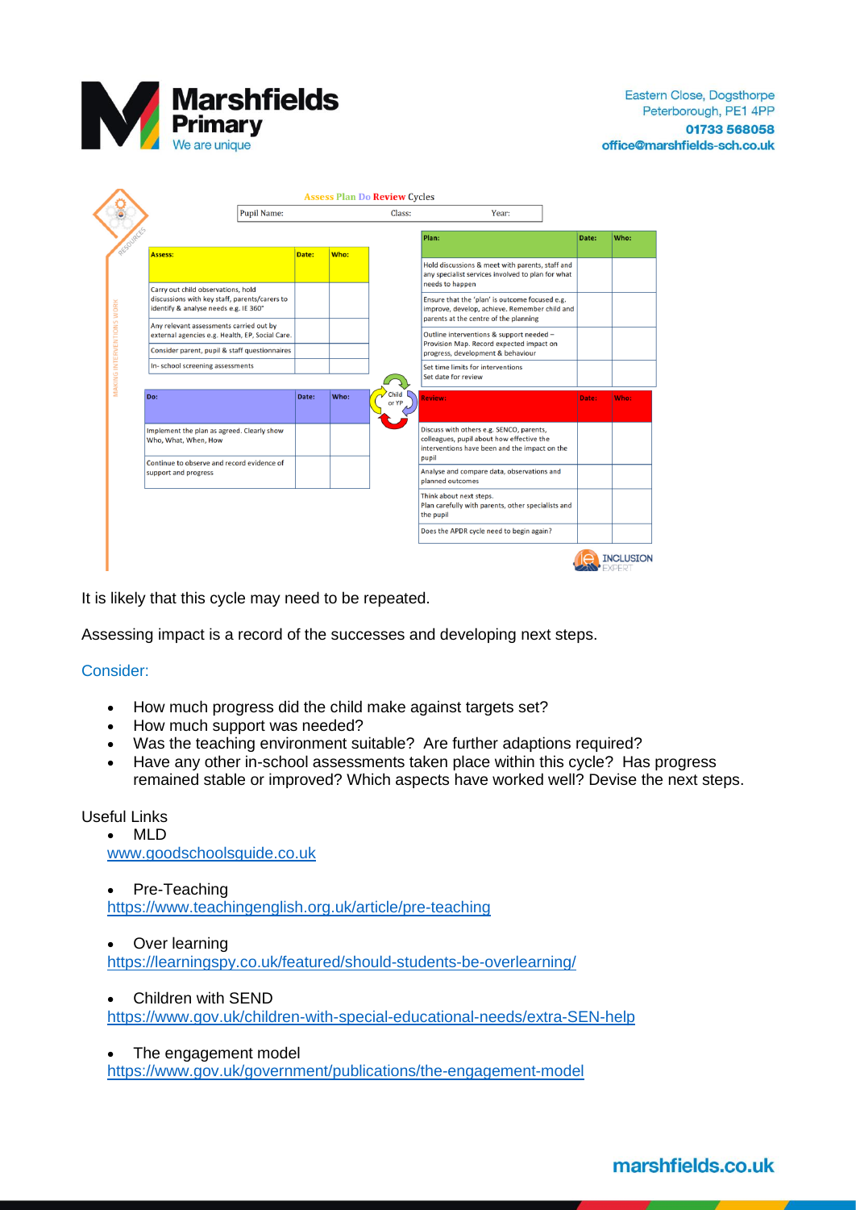**Assess Plan Do Review Cycles**

| Pupil Name: | Class: | Year: |
|---|---|---|

| Assess: | Date: | Who: |
|---|---|---|
| Carry out child observations, hold discussions with key staff, parents/carers to identify & analyse needs e.g. IE 360° | | |
| Any relevant assessments carried out by external agencies e.g. Health, EP, Social Care. | | |
| Consider parent, pupil & staff questionnaires | | |
| In- school screening assessments | | |

| Plan: | Date: | Who: |
|---|---|---|
| Hold discussions & meet with parents, staff and any specialist services involved to plan for what needs to happen | | |
| Ensure that the 'plan' is outcome focused e.g. improve, develop, achieve. Remember child and parents at the centre of the planning | | |
| Outline interventions & support needed – Provision Map. Record expected impact on progress, development & behaviour | | |
| Set time limits for interventions<br>Set date for review | | |

| Do: | Date: | Who: |
|---|---|---|
| Implement the plan as agreed. Clearly show Who, What, When, How | | |
| Continue to observe and record evidence of support and progress | | |

| Review: | Date: | Who: |
|---|---|---|
| Discuss with others e.g. SENCO, parents, colleagues, pupil about how effective the interventions have been and the impact on the pupil | | |
| Analyse and compare data, observations and planned outcomes | | |
| Think about next steps.<br>Plan carefully with parents, other specialists and the pupil | | |
| Does the APDR cycle need to begin again? | | |

It is likely that this cycle may need to be repeated.

Assessing impact is a record of the successes and developing next steps.

Consider:

- How much progress did the child make against targets set?
- How much support was needed?
- Was the teaching environment suitable? Are further adaptions required?
- Have any other in-school assessments taken place within this cycle? Has progress remained stable or improved? Which aspects have worked well? Devise the next steps.

Useful Links

- MLD
  www.goodschoolsguide.co.uk
- Pre-Teaching
  https://www.teachingenglish.org.uk/article/pre-teaching
- Over learning
  https://learningspy.co.uk/featured/should-students-be-overlearning/
- Children with SEND
  https://www.gov.uk/children-with-special-educational-needs/extra-SEN-help
- The engagement model
  https://www.gov.uk/government/publications/the-engagement-model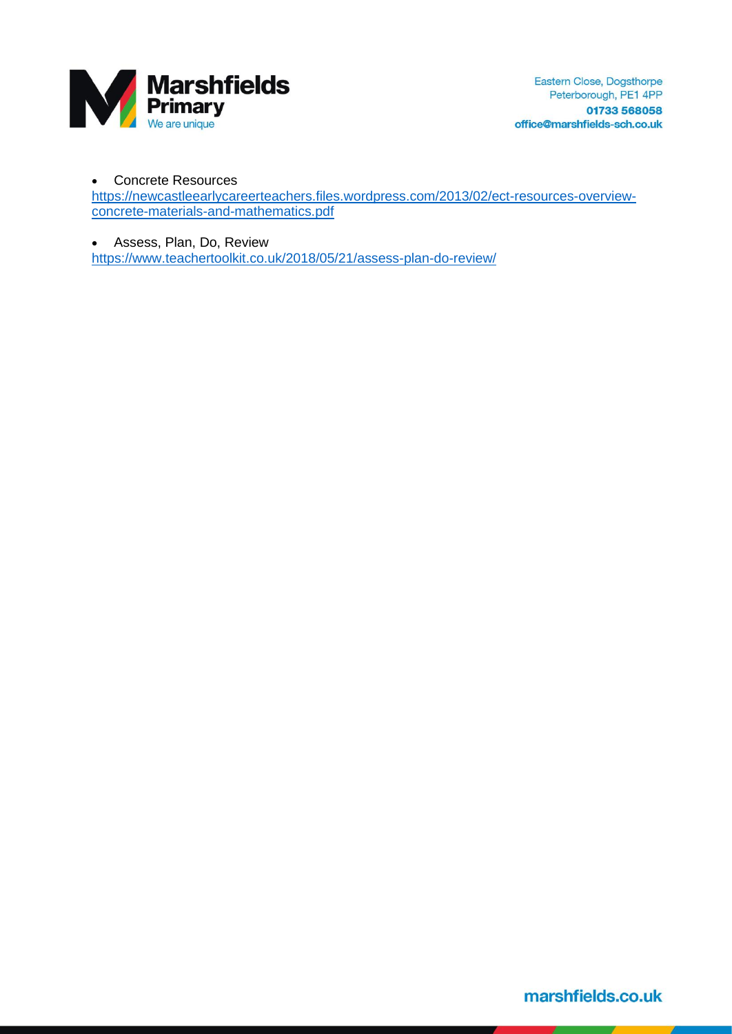- Concrete Resources
https://newcastleearlycareerteachers.files.wordpress.com/2013/02/ect-resources-overview-concrete-materials-and-mathematics.pdf

- Assess, Plan, Do, Review
https://www.teachertoolkit.co.uk/2018/05/21/assess-plan-do-review/